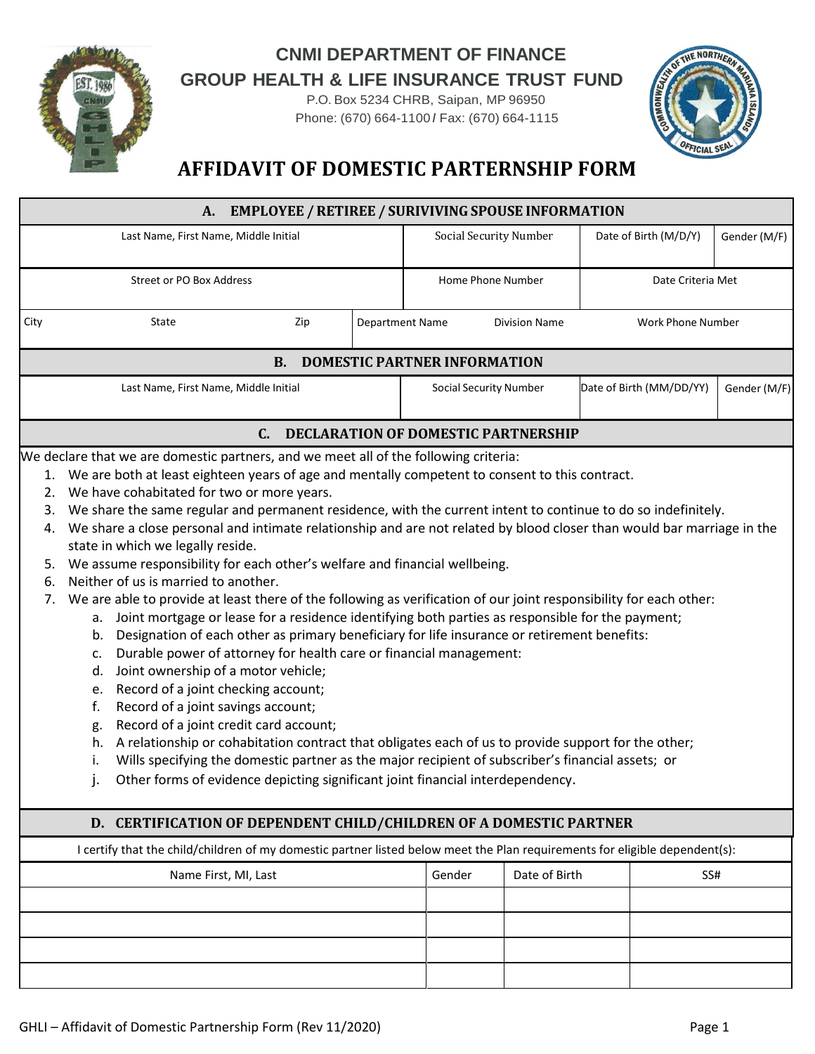# CNMI DEPARTMENT OF FINANCE
## GROUP HEALTH & LIFE INSURANCE TRUST FUND

P.O. Box 5234 CHRB, Saipan, MP 96950
Phone: (670) 664-1100 / Fax: (670) 664-1115

# AFFIDAVIT OF DOMESTIC PARTERNSHIP FORM

## A. EMPLOYEE / RETIREE / SURIVIVING SPOUSE INFORMATION

| Last Name, First Name, Middle Initial | | | Social Security Number | Date of Birth (M/D/Y) | Gender (M/F) |
|---|---|---|---|---|---|
| | | | | | |
| Street or PO Box Address | | | Home Phone Number | Date Criteria Met | |
| | | | | | |
| City | State | Zip | Department Name | Division Name | Work Phone Number |
| | | | | | |

## B. DOMESTIC PARTNER INFORMATION

| Last Name, First Name, Middle Initial | Social Security Number | Date of Birth (MM/DD/YY) | Gender (M/F) |
|---|---|---|---|
| | | | |

## C. DECLARATION OF DOMESTIC PARTNERSHIP

We declare that we are domestic partners, and we meet all of the following criteria:

1. We are both at least eighteen years of age and mentally competent to consent to this contract.
2. We have cohabitated for two or more years.
3. We share the same regular and permanent residence, with the current intent to continue to do so indefinitely.
4. We share a close personal and intimate relationship and are not related by blood closer than would bar marriage in the state in which we legally reside.
5. We assume responsibility for each other's welfare and financial wellbeing.
6. Neither of us is married to another.
7. We are able to provide at least there of the following as verification of our joint responsibility for each other:
   a. Joint mortgage or lease for a residence identifying both parties as responsible for the payment;
   b. Designation of each other as primary beneficiary for life insurance or retirement benefits:
   c. Durable power of attorney for health care or financial management:
   d. Joint ownership of a motor vehicle;
   e. Record of a joint checking account;
   f. Record of a joint savings account;
   g. Record of a joint credit card account;
   h. A relationship or cohabitation contract that obligates each of us to provide support for the other;
   i. Wills specifying the domestic partner as the major recipient of subscriber's financial assets; or
   j. Other forms of evidence depicting significant joint financial interdependency.

## D. CERTIFICATION OF DEPENDENT CHILD/CHILDREN OF A DOMESTIC PARTNER

I certify that the child/children of my domestic partner listed below meet the Plan requirements for eligible dependent(s):

| Name First, MI, Last | Gender | Date of Birth | SS# |
|---|---|---|---|
| | | | |
| | | | |
| | | | |
| | | | |

GHLI – Affidavit of Domestic Partnership Form (Rev 11/2020)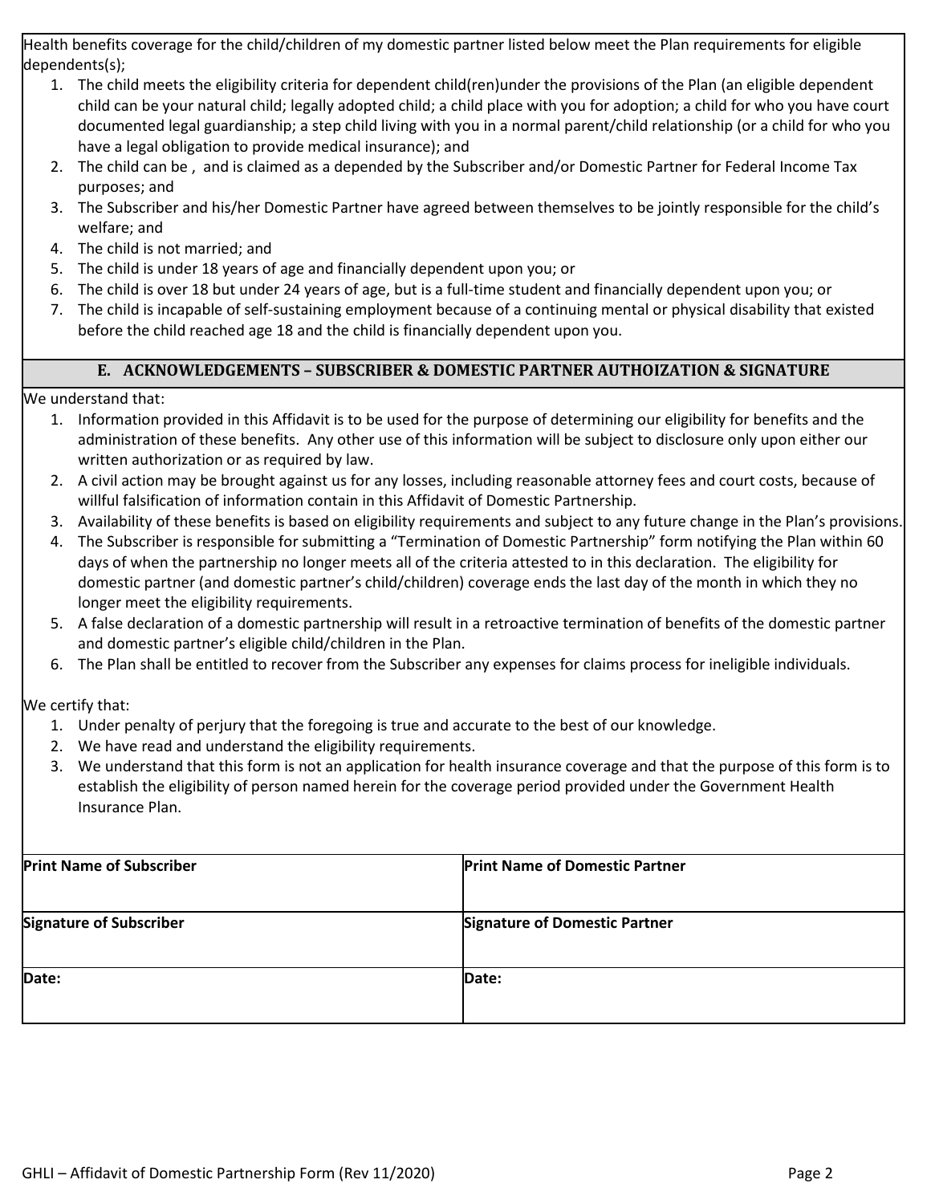Health benefits coverage for the child/children of my domestic partner listed below meet the Plan requirements for eligible dependents(s);

1. The child meets the eligibility criteria for dependent child(ren)under the provisions of the Plan (an eligible dependent child can be your natural child; legally adopted child; a child place with you for adoption; a child for who you have court documented legal guardianship; a step child living with you in a normal parent/child relationship (or a child for who you have a legal obligation to provide medical insurance); and
2. The child can be , and is claimed as a depended by the Subscriber and/or Domestic Partner for Federal Income Tax purposes; and
3. The Subscriber and his/her Domestic Partner have agreed between themselves to be jointly responsible for the child's welfare; and
4. The child is not married; and
5. The child is under 18 years of age and financially dependent upon you; or
6. The child is over 18 but under 24 years of age, but is a full-time student and financially dependent upon you; or
7. The child is incapable of self-sustaining employment because of a continuing mental or physical disability that existed before the child reached age 18 and the child is financially dependent upon you.

## E. ACKNOWLEDGEMENTS – SUBSCRIBER & DOMESTIC PARTNER AUTHOIZATION & SIGNATURE

We understand that:

1. Information provided in this Affidavit is to be used for the purpose of determining our eligibility for benefits and the administration of these benefits. Any other use of this information will be subject to disclosure only upon either our written authorization or as required by law.
2. A civil action may be brought against us for any losses, including reasonable attorney fees and court costs, because of willful falsification of information contain in this Affidavit of Domestic Partnership.
3. Availability of these benefits is based on eligibility requirements and subject to any future change in the Plan's provisions.
4. The Subscriber is responsible for submitting a "Termination of Domestic Partnership" form notifying the Plan within 60 days of when the partnership no longer meets all of the criteria attested to in this declaration. The eligibility for domestic partner (and domestic partner's child/children) coverage ends the last day of the month in which they no longer meet the eligibility requirements.
5. A false declaration of a domestic partnership will result in a retroactive termination of benefits of the domestic partner and domestic partner's eligible child/children in the Plan.
6. The Plan shall be entitled to recover from the Subscriber any expenses for claims process for ineligible individuals.

We certify that:

1. Under penalty of perjury that the foregoing is true and accurate to the best of our knowledge.
2. We have read and understand the eligibility requirements.
3. We understand that this form is not an application for health insurance coverage and that the purpose of this form is to establish the eligibility of person named herein for the coverage period provided under the Government Health Insurance Plan.

| | |
|---|---|
| **Print Name of Subscriber** | **Print Name of Domestic Partner** |
| **Signature of Subscriber** | **Signature of Domestic Partner** |
| **Date:** | **Date:** |

GHLI – Affidavit of Domestic Partnership Form (Rev 11/2020)